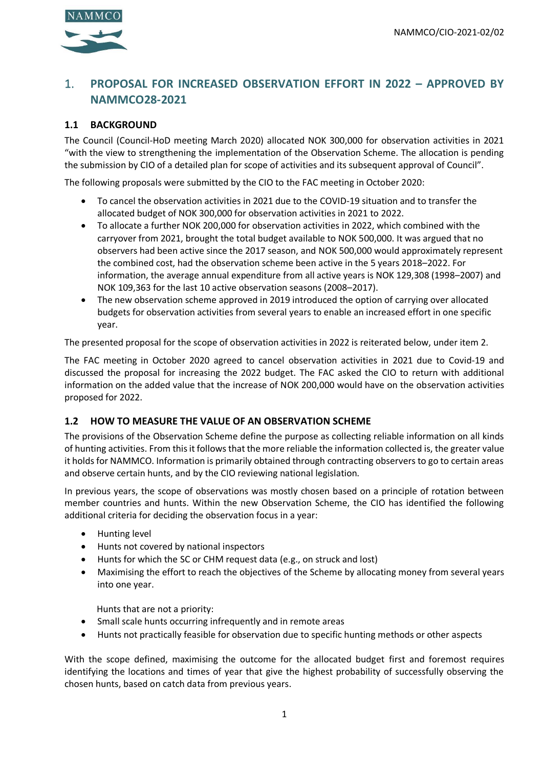# 1. PROPOSAL FOR INCREASED OBSERVATION EFFORT IN 2022 – APPROVED BY NAMMCO28-2021

## 1.1 BACKGROUND

The Council (Council-HoD meeting March 2020) allocated NOK 300,000 for observation activities in 2021 "with the view to strengthening the implementation of the Observation Scheme. The allocation is pending the submission by CIO of a detailed plan for scope of activities and its subsequent approval of Council".

The following proposals were submitted by the CIO to the FAC meeting in October 2020:

- To cancel the observation activities in 2021 due to the COVID-19 situation and to transfer the allocated budget of NOK 300,000 for observation activities in 2021 to 2022.
- To allocate a further NOK 200,000 for observation activities in 2022, which combined with the carryover from 2021, brought the total budget available to NOK 500,000. It was argued that no observers had been active since the 2017 season, and NOK 500,000 would approximately represent the combined cost, had the observation scheme been active in the 5 years 2018–2022. For information, the average annual expenditure from all active years is NOK 129,308 (1998–2007) and NOK 109,363 for the last 10 active observation seasons (2008–2017).
- The new observation scheme approved in 2019 introduced the option of carrying over allocated budgets for observation activities from several years to enable an increased effort in one specific year.

The presented proposal for the scope of observation activities in 2022 is reiterated below, under item 2.

The FAC meeting in October 2020 agreed to cancel observation activities in 2021 due to Covid-19 and discussed the proposal for increasing the 2022 budget. The FAC asked the CIO to return with additional information on the added value that the increase of NOK 200,000 would have on the observation activities proposed for 2022.

## 1.2 HOW TO MEASURE THE VALUE OF AN OBSERVATION SCHEME

The provisions of the Observation Scheme define the purpose as collecting reliable information on all kinds of hunting activities. From this it follows that the more reliable the information collected is, the greater value it holds for NAMMCO. Information is primarily obtained through contracting observers to go to certain areas and observe certain hunts, and by the CIO reviewing national legislation.

In previous years, the scope of observations was mostly chosen based on a principle of rotation between member countries and hunts. Within the new Observation Scheme, the CIO has identified the following additional criteria for deciding the observation focus in a year:

- Hunting level
- Hunts not covered by national inspectors
- Hunts for which the SC or CHM request data (e.g., on struck and lost)
- Maximising the effort to reach the objectives of the Scheme by allocating money from several years into one year.

Hunts that are not a priority:

- Small scale hunts occurring infrequently and in remote areas
- Hunts not practically feasible for observation due to specific hunting methods or other aspects

With the scope defined, maximising the outcome for the allocated budget first and foremost requires identifying the locations and times of year that give the highest probability of successfully observing the chosen hunts, based on catch data from previous years.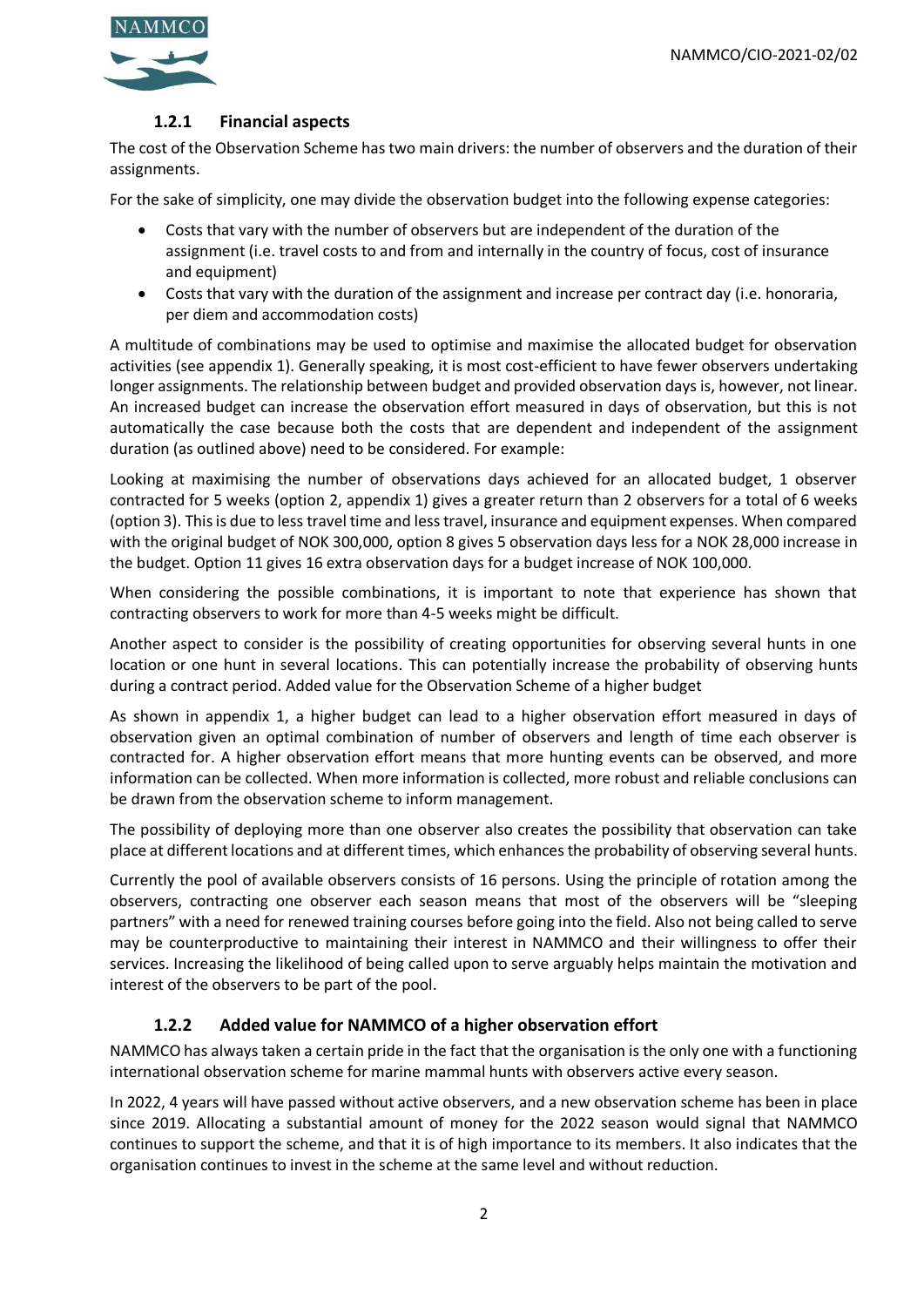### 1.2.1 Financial aspects

The cost of the Observation Scheme has two main drivers: the number of observers and the duration of their assignments.

For the sake of simplicity, one may divide the observation budget into the following expense categories:

- Costs that vary with the number of observers but are independent of the duration of the assignment (i.e. travel costs to and from and internally in the country of focus, cost of insurance and equipment)
- Costs that vary with the duration of the assignment and increase per contract day (i.e. honoraria, per diem and accommodation costs)

A multitude of combinations may be used to optimise and maximise the allocated budget for observation activities (see appendix 1). Generally speaking, it is most cost-efficient to have fewer observers undertaking longer assignments. The relationship between budget and provided observation days is, however, not linear. An increased budget can increase the observation effort measured in days of observation, but this is not automatically the case because both the costs that are dependent and independent of the assignment duration (as outlined above) need to be considered. For example:

Looking at maximising the number of observations days achieved for an allocated budget, 1 observer contracted for 5 weeks (option 2, appendix 1) gives a greater return than 2 observers for a total of 6 weeks (option 3). This is due to less travel time and less travel, insurance and equipment expenses. When compared with the original budget of NOK 300,000, option 8 gives 5 observation days less for a NOK 28,000 increase in the budget. Option 11 gives 16 extra observation days for a budget increase of NOK 100,000.

When considering the possible combinations, it is important to note that experience has shown that contracting observers to work for more than 4-5 weeks might be difficult.

Another aspect to consider is the possibility of creating opportunities for observing several hunts in one location or one hunt in several locations. This can potentially increase the probability of observing hunts during a contract period. Added value for the Observation Scheme of a higher budget

As shown in appendix 1, a higher budget can lead to a higher observation effort measured in days of observation given an optimal combination of number of observers and length of time each observer is contracted for. A higher observation effort means that more hunting events can be observed, and more information can be collected. When more information is collected, more robust and reliable conclusions can be drawn from the observation scheme to inform management.

The possibility of deploying more than one observer also creates the possibility that observation can take place at different locations and at different times, which enhances the probability of observing several hunts.

Currently the pool of available observers consists of 16 persons. Using the principle of rotation among the observers, contracting one observer each season means that most of the observers will be "sleeping partners" with a need for renewed training courses before going into the field. Also not being called to serve may be counterproductive to maintaining their interest in NAMMCO and their willingness to offer their services. Increasing the likelihood of being called upon to serve arguably helps maintain the motivation and interest of the observers to be part of the pool.

### 1.2.2 Added value for NAMMCO of a higher observation effort

NAMMCO has always taken a certain pride in the fact that the organisation is the only one with a functioning international observation scheme for marine mammal hunts with observers active every season.

In 2022, 4 years will have passed without active observers, and a new observation scheme has been in place since 2019. Allocating a substantial amount of money for the 2022 season would signal that NAMMCO continues to support the scheme, and that it is of high importance to its members. It also indicates that the organisation continues to invest in the scheme at the same level and without reduction.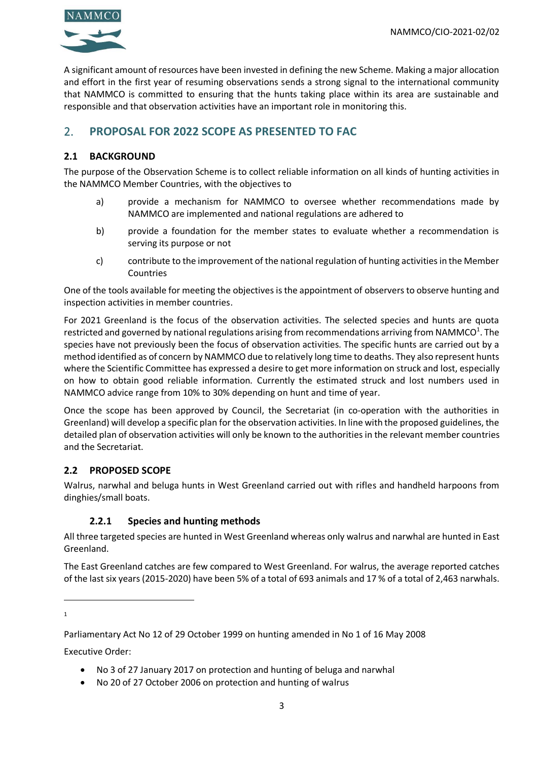A significant amount of resources have been invested in defining the new Scheme. Making a major allocation and effort in the first year of resuming observations sends a strong signal to the international community that NAMMCO is committed to ensuring that the hunts taking place within its area are sustainable and responsible and that observation activities have an important role in monitoring this.

## 2. PROPOSAL FOR 2022 SCOPE AS PRESENTED TO FAC

### 2.1 BACKGROUND

The purpose of the Observation Scheme is to collect reliable information on all kinds of hunting activities in the NAMMCO Member Countries, with the objectives to

a) provide a mechanism for NAMMCO to oversee whether recommendations made by NAMMCO are implemented and national regulations are adhered to

b) provide a foundation for the member states to evaluate whether a recommendation is serving its purpose or not

c) contribute to the improvement of the national regulation of hunting activities in the Member Countries

One of the tools available for meeting the objectives is the appointment of observers to observe hunting and inspection activities in member countries.

For 2021 Greenland is the focus of the observation activities. The selected species and hunts are quota restricted and governed by national regulations arising from recommendations arriving from NAMMCO[1]. The species have not previously been the focus of observation activities. The specific hunts are carried out by a method identified as of concern by NAMMCO due to relatively long time to deaths. They also represent hunts where the Scientific Committee has expressed a desire to get more information on struck and lost, especially on how to obtain good reliable information. Currently the estimated struck and lost numbers used in NAMMCO advice range from 10% to 30% depending on hunt and time of year.

Once the scope has been approved by Council, the Secretariat (in co-operation with the authorities in Greenland) will develop a specific plan for the observation activities. In line with the proposed guidelines, the detailed plan of observation activities will only be known to the authorities in the relevant member countries and the Secretariat.

### 2.2 PROPOSED SCOPE

Walrus, narwhal and beluga hunts in West Greenland carried out with rifles and handheld harpoons from dinghies/small boats.

#### 2.2.1 Species and hunting methods

All three targeted species are hunted in West Greenland whereas only walrus and narwhal are hunted in East Greenland.

The East Greenland catches are few compared to West Greenland. For walrus, the average reported catches of the last six years (2015-2020) have been 5% of a total of 693 animals and 17 % of a total of 2,463 narwhals.

---

[1] Parliamentary Act No 12 of 29 October 1999 on hunting amended in No 1 of 16 May 2008

Executive Order:

- No 3 of 27 January 2017 on protection and hunting of beluga and narwhal
- No 20 of 27 October 2006 on protection and hunting of walrus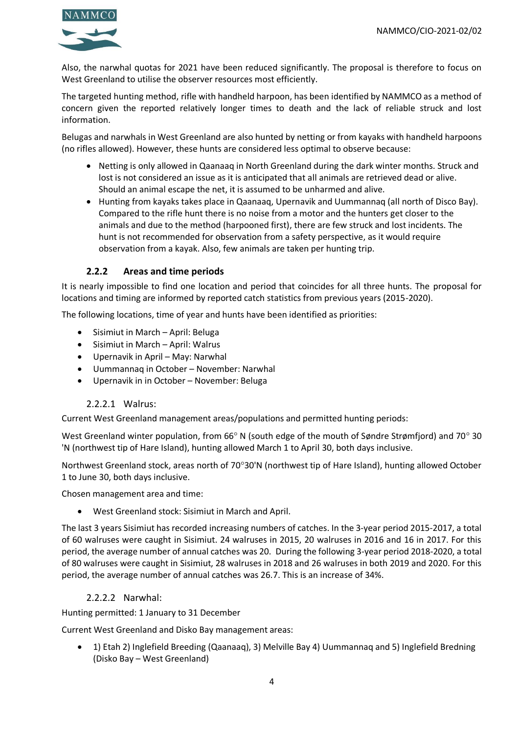Also, the narwhal quotas for 2021 have been reduced significantly. The proposal is therefore to focus on West Greenland to utilise the observer resources most efficiently.

The targeted hunting method, rifle with handheld harpoon, has been identified by NAMMCO as a method of concern given the reported relatively longer times to death and the lack of reliable struck and lost information.

Belugas and narwhals in West Greenland are also hunted by netting or from kayaks with handheld harpoons (no rifles allowed). However, these hunts are considered less optimal to observe because:

- Netting is only allowed in Qaanaaq in North Greenland during the dark winter months. Struck and lost is not considered an issue as it is anticipated that all animals are retrieved dead or alive. Should an animal escape the net, it is assumed to be unharmed and alive.
- Hunting from kayaks takes place in Qaanaaq, Upernavik and Uummannaq (all north of Disco Bay). Compared to the rifle hunt there is no noise from a motor and the hunters get closer to the animals and due to the method (harpooned first), there are few struck and lost incidents. The hunt is not recommended for observation from a safety perspective, as it would require observation from a kayak. Also, few animals are taken per hunting trip.

### 2.2.2 Areas and time periods

It is nearly impossible to find one location and period that coincides for all three hunts. The proposal for locations and timing are informed by reported catch statistics from previous years (2015-2020).

The following locations, time of year and hunts have been identified as priorities:

- Sisimiut in March – April: Beluga
- Sisimiut in March – April: Walrus
- Upernavik in April – May: Narwhal
- Uummannaq in October – November: Narwhal
- Upernavik in in October – November: Beluga

#### 2.2.2.1 Walrus:

Current West Greenland management areas/populations and permitted hunting periods:

West Greenland winter population, from 66° N (south edge of the mouth of Søndre Strømfjord) and 70° 30 'N (northwest tip of Hare Island), hunting allowed March 1 to April 30, both days inclusive.

Northwest Greenland stock, areas north of 70°30'N (northwest tip of Hare Island), hunting allowed October 1 to June 30, both days inclusive.

Chosen management area and time:

- West Greenland stock: Sisimiut in March and April.

The last 3 years Sisimiut has recorded increasing numbers of catches. In the 3-year period 2015-2017, a total of 60 walruses were caught in Sisimiut. 24 walruses in 2015, 20 walruses in 2016 and 16 in 2017. For this period, the average number of annual catches was 20. During the following 3-year period 2018-2020, a total of 80 walruses were caught in Sisimiut, 28 walruses in 2018 and 26 walruses in both 2019 and 2020. For this period, the average number of annual catches was 26.7. This is an increase of 34%.

#### 2.2.2.2 Narwhal:

Hunting permitted: 1 January to 31 December

Current West Greenland and Disko Bay management areas:

- 1) Etah 2) Inglefield Breeding (Qaanaaq), 3) Melville Bay 4) Uummannaq and 5) Inglefield Bredning (Disko Bay – West Greenland)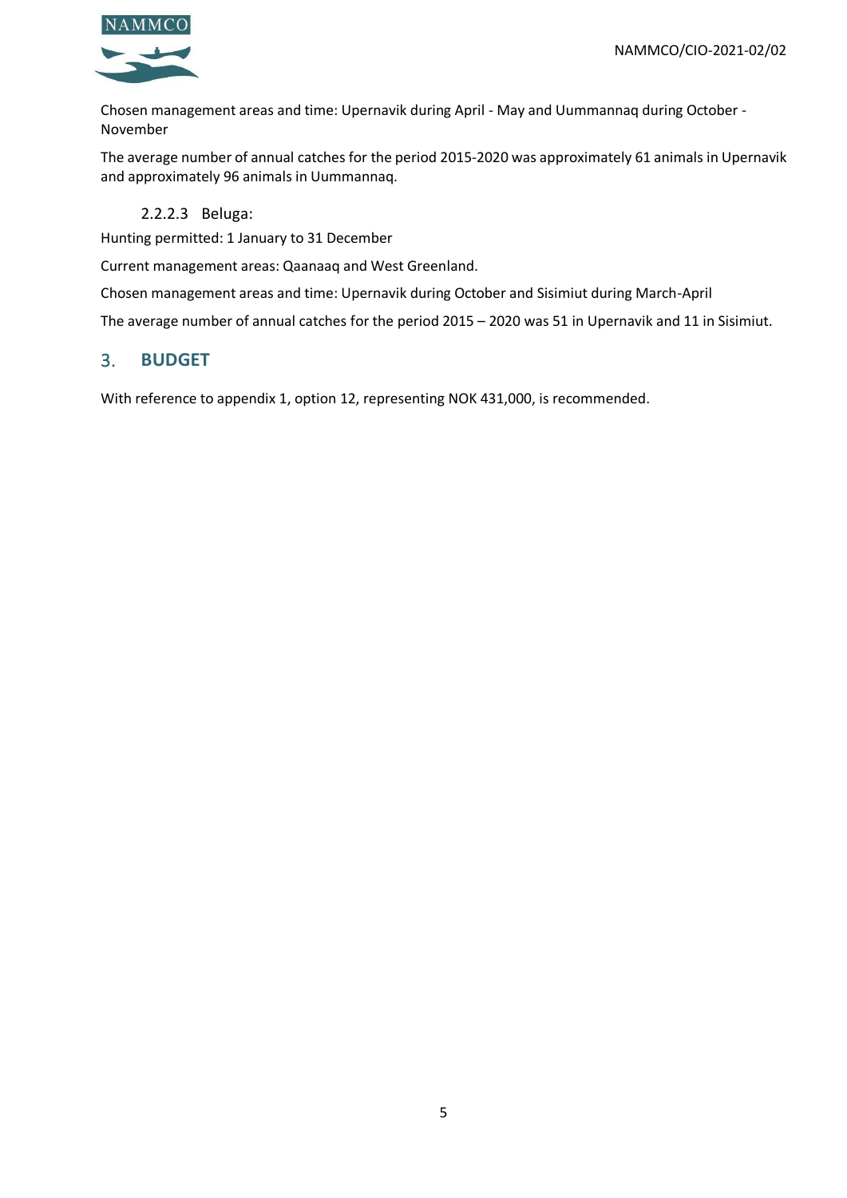Chosen management areas and time: Upernavik during April - May and Uummannaq during October - November

The average number of annual catches for the period 2015-2020 was approximately 61 animals in Upernavik and approximately 96 animals in Uummannaq.

#### 2.2.2.3 Beluga:

Hunting permitted: 1 January to 31 December

Current management areas: Qaanaaq and West Greenland.

Chosen management areas and time: Upernavik during October and Sisimiut during March-April

The average number of annual catches for the period 2015 – 2020 was 51 in Upernavik and 11 in Sisimiut.

## 3. BUDGET

With reference to appendix 1, option 12, representing NOK 431,000, is recommended.